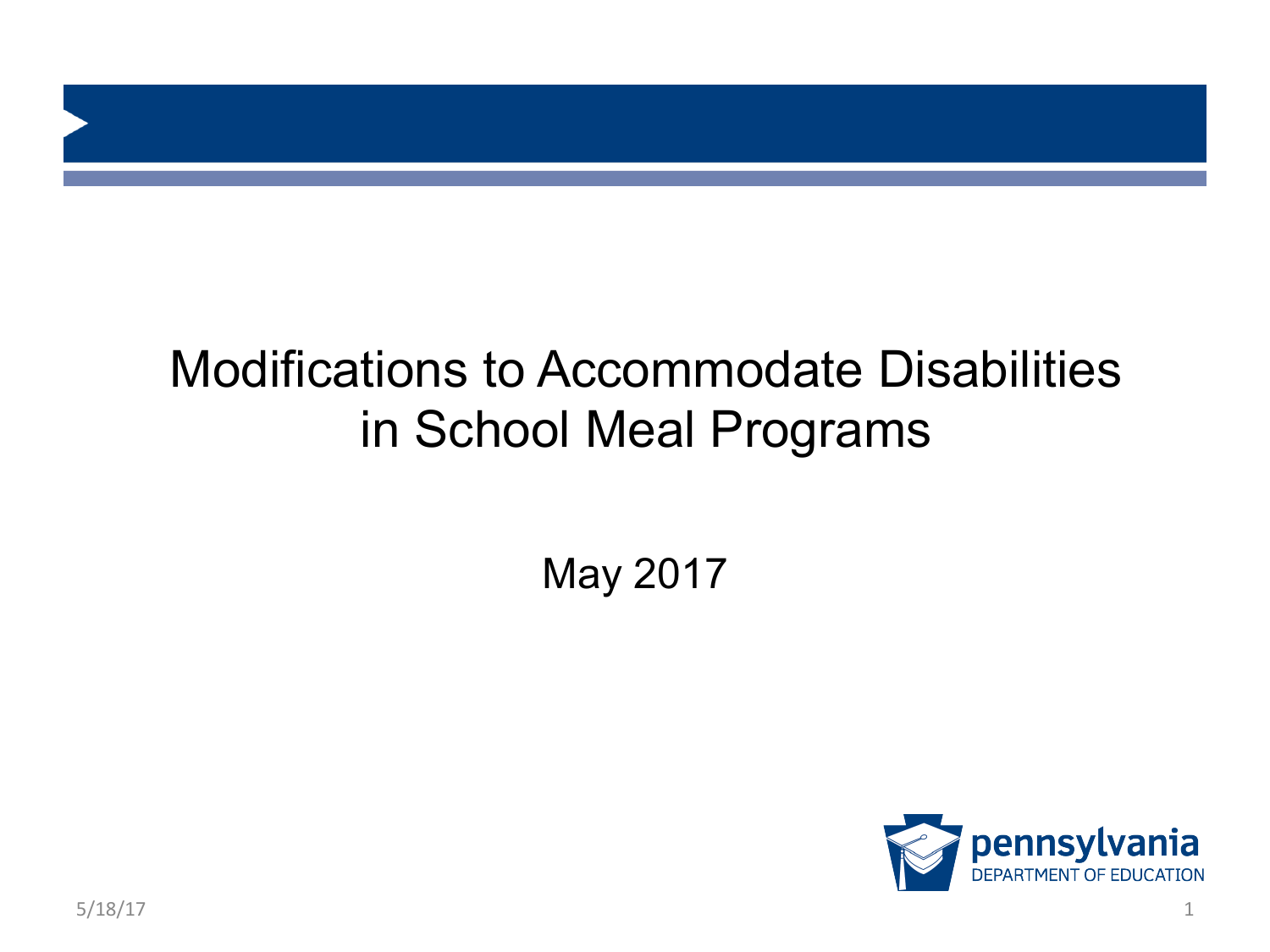# Modifications to Accommodate Disabilities in School Meal Programs

May 2017

pennsylvania
DEPARTMENT OF EDUCATION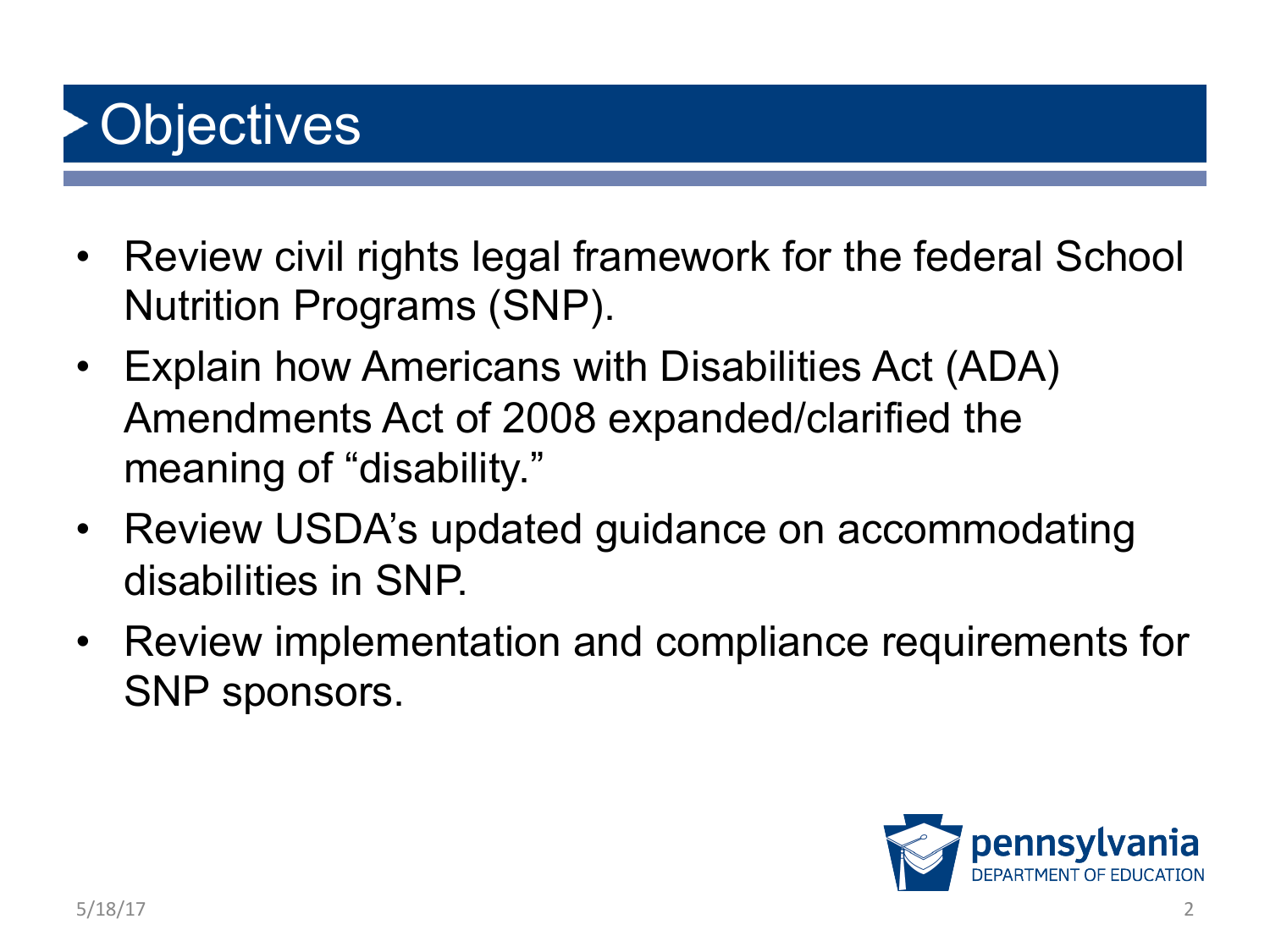# Objectives

- Review civil rights legal framework for the federal School Nutrition Programs (SNP).
- Explain how Americans with Disabilities Act (ADA) Amendments Act of 2008 expanded/clarified the meaning of "disability."
- Review USDA's updated guidance on accommodating disabilities in SNP.
- Review implementation and compliance requirements for SNP sponsors.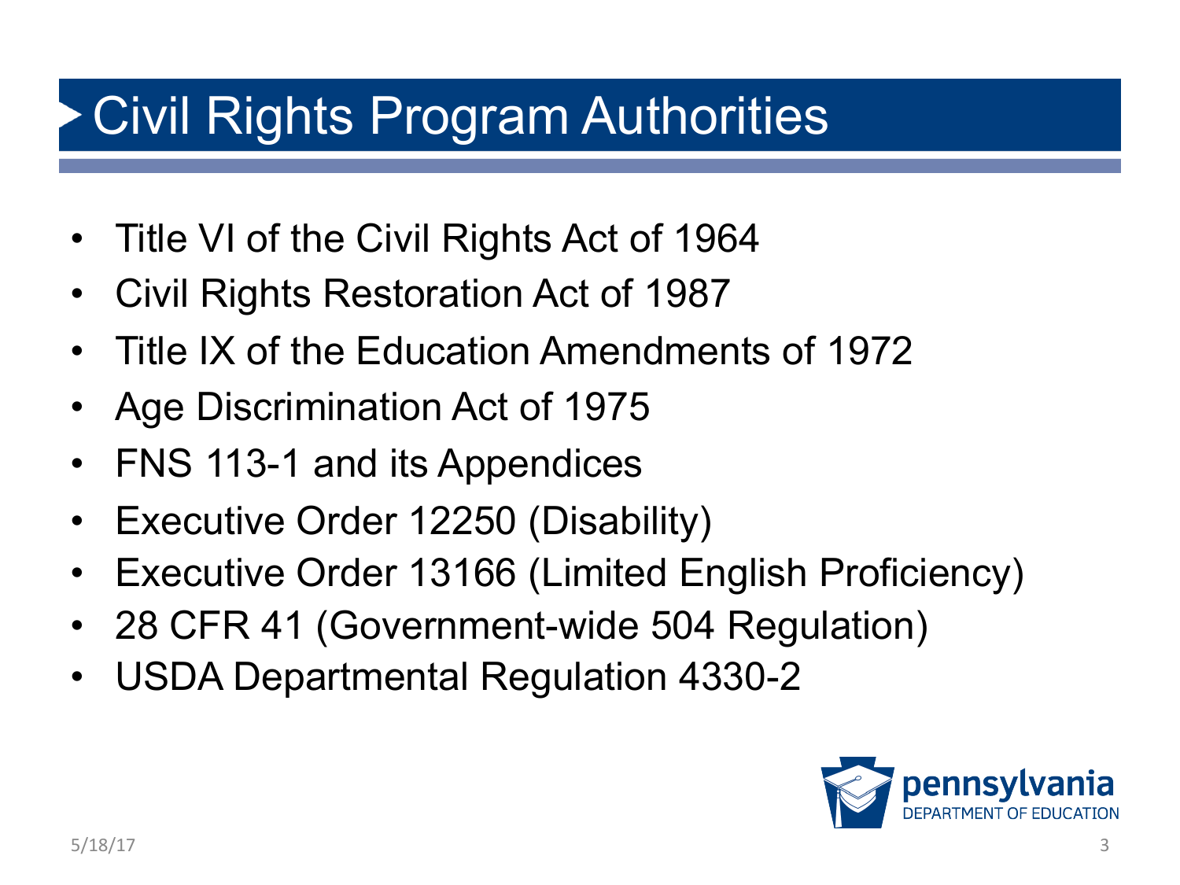# Civil Rights Program Authorities

- Title VI of the Civil Rights Act of 1964
- Civil Rights Restoration Act of 1987
- Title IX of the Education Amendments of 1972
- Age Discrimination Act of 1975
- FNS 113-1 and its Appendices
- Executive Order 12250 (Disability)
- Executive Order 13166 (Limited English Proficiency)
- 28 CFR 41 (Government-wide 504 Regulation)
- USDA Departmental Regulation 4330-2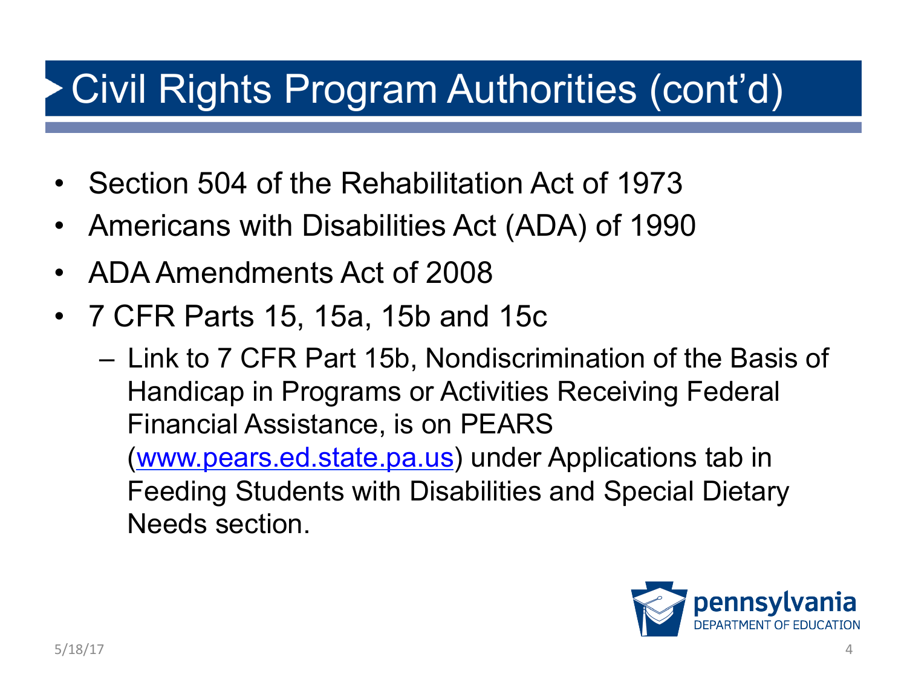# Civil Rights Program Authorities (cont'd)

- Section 504 of the Rehabilitation Act of 1973
- Americans with Disabilities Act (ADA) of 1990
- ADA Amendments Act of 2008
- 7 CFR Parts 15, 15a, 15b and 15c
  - Link to 7 CFR Part 15b, Nondiscrimination of the Basis of Handicap in Programs or Activities Receiving Federal Financial Assistance, is on PEARS (www.pears.ed.state.pa.us) under Applications tab in Feeding Students with Disabilities and Special Dietary Needs section.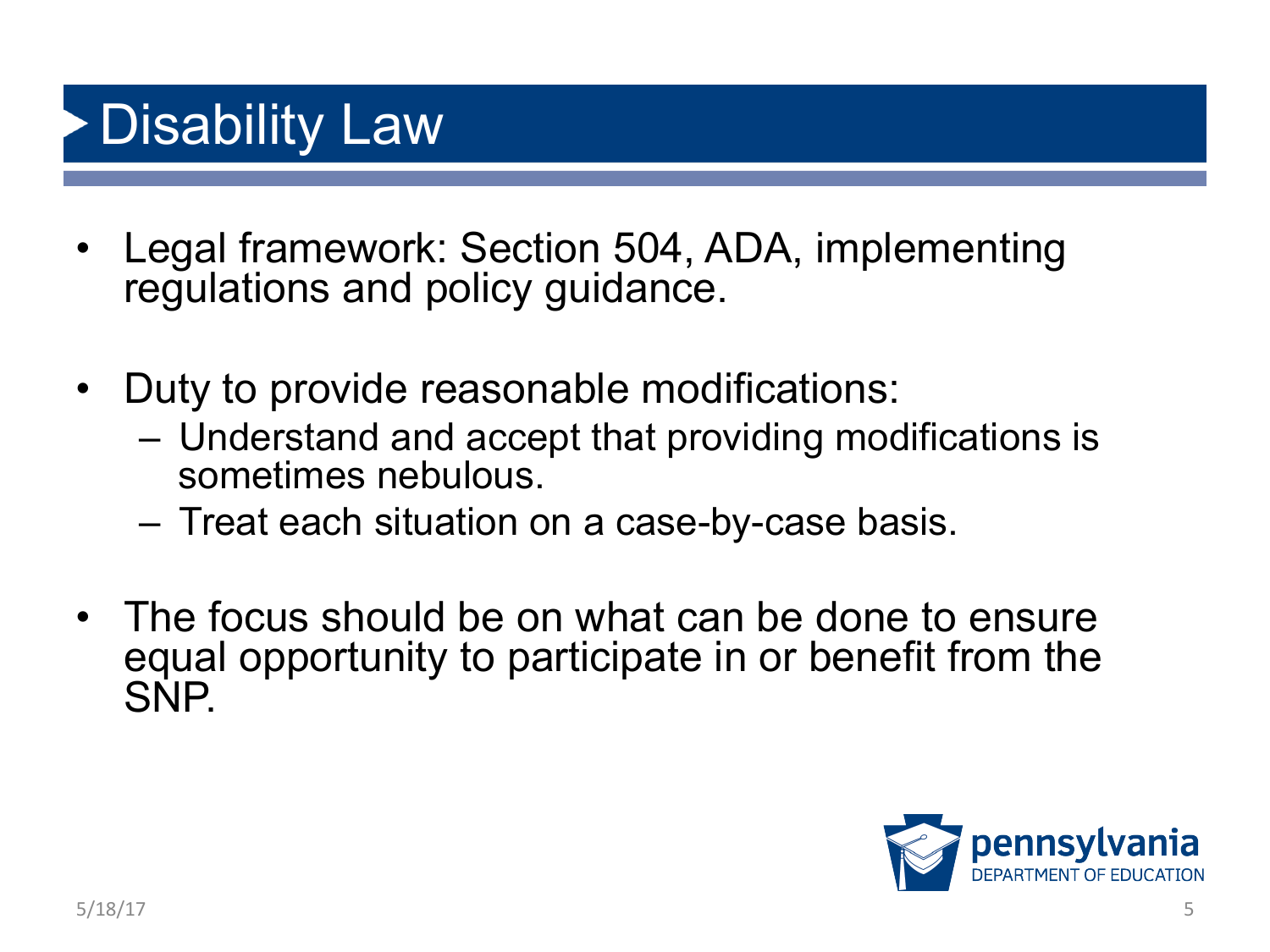# Disability Law

- Legal framework: Section 504, ADA, implementing regulations and policy guidance.

- Duty to provide reasonable modifications:
  - Understand and accept that providing modifications is sometimes nebulous.
  - Treat each situation on a case-by-case basis.

- The focus should be on what can be done to ensure equal opportunity to participate in or benefit from the SNP.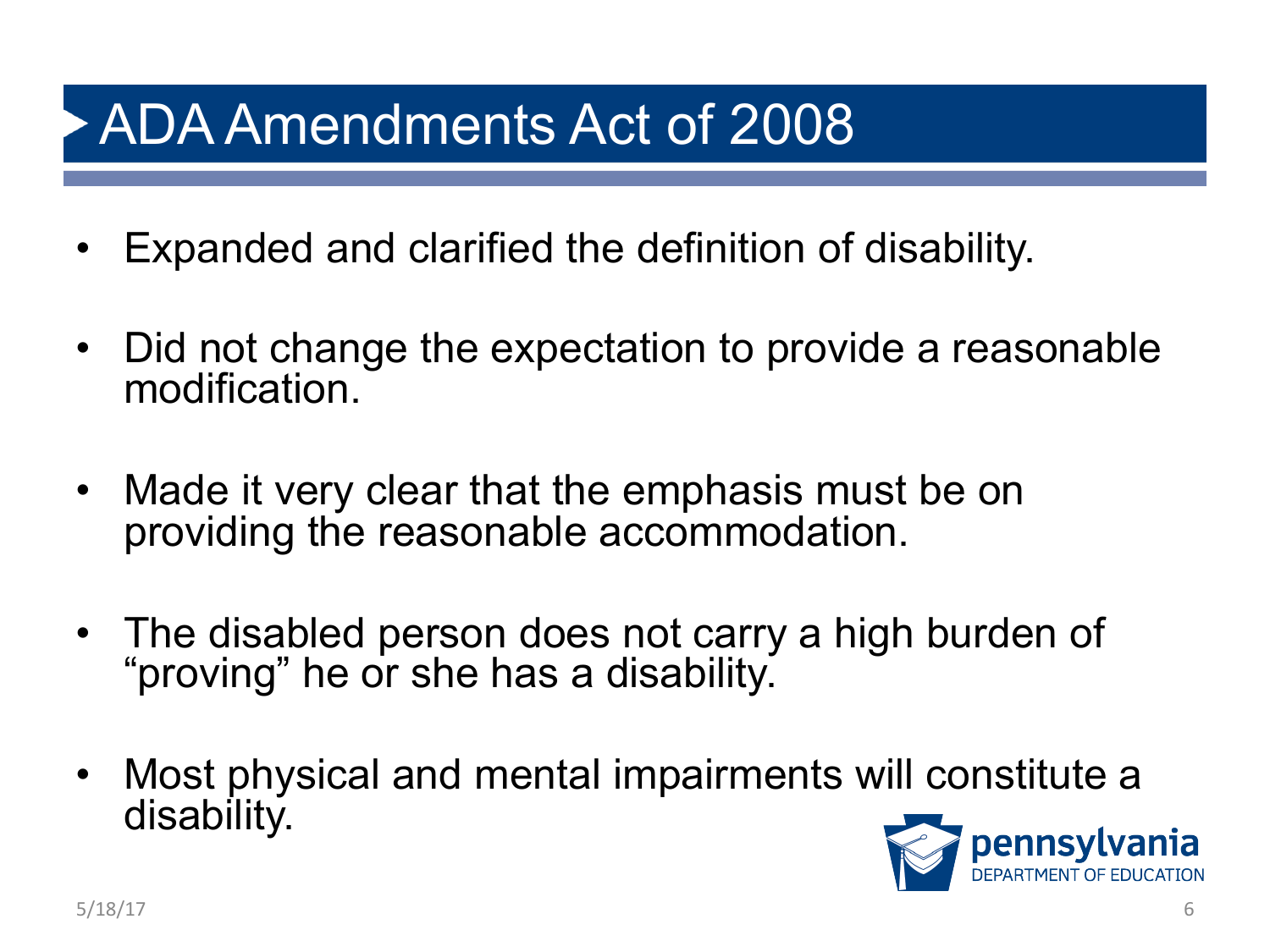# ADA Amendments Act of 2008

- Expanded and clarified the definition of disability.
- Did not change the expectation to provide a reasonable modification.
- Made it very clear that the emphasis must be on providing the reasonable accommodation.
- The disabled person does not carry a high burden of "proving" he or she has a disability.
- Most physical and mental impairments will constitute a disability.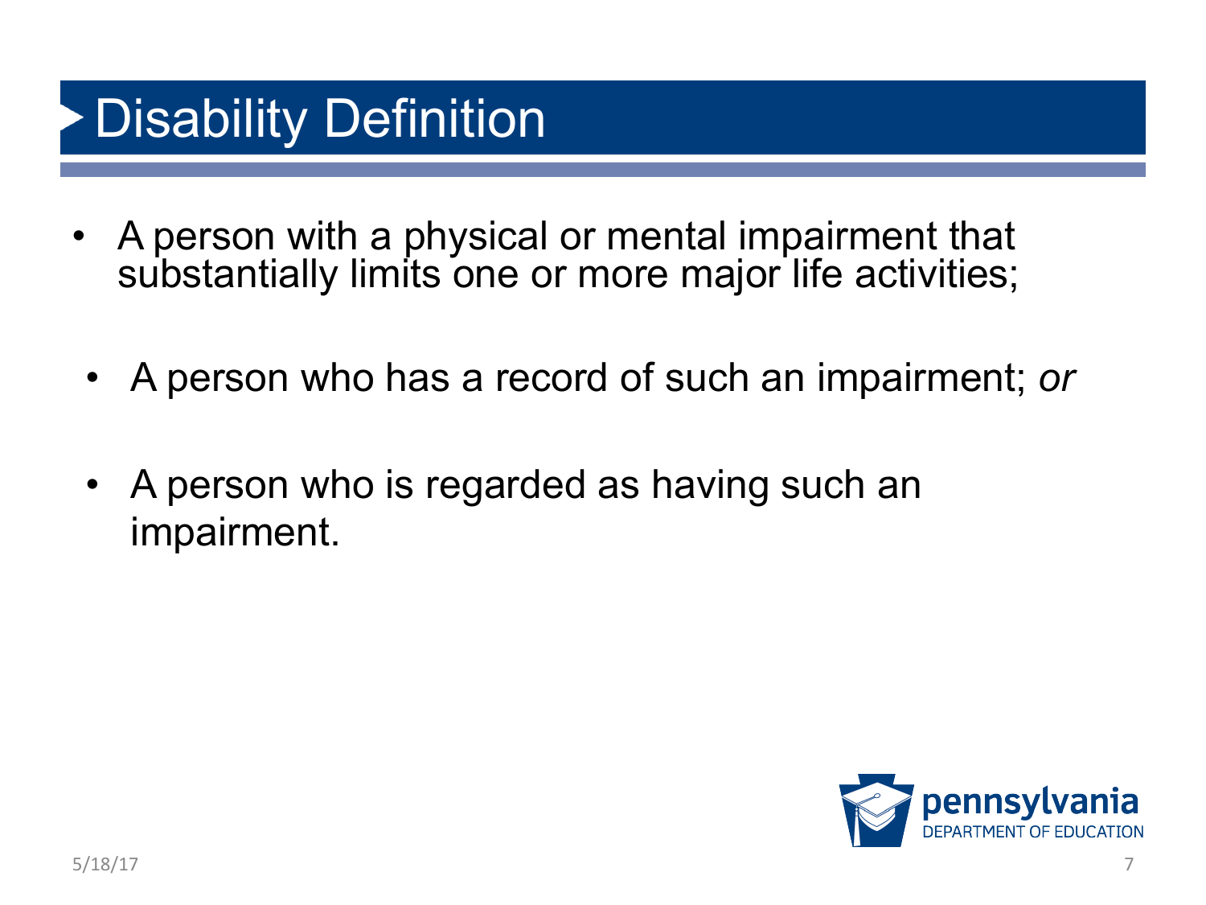# Disability Definition

- A person with a physical or mental impairment that substantially limits one or more major life activities;
- A person who has a record of such an impairment; *or*
- A person who is regarded as having such an impairment.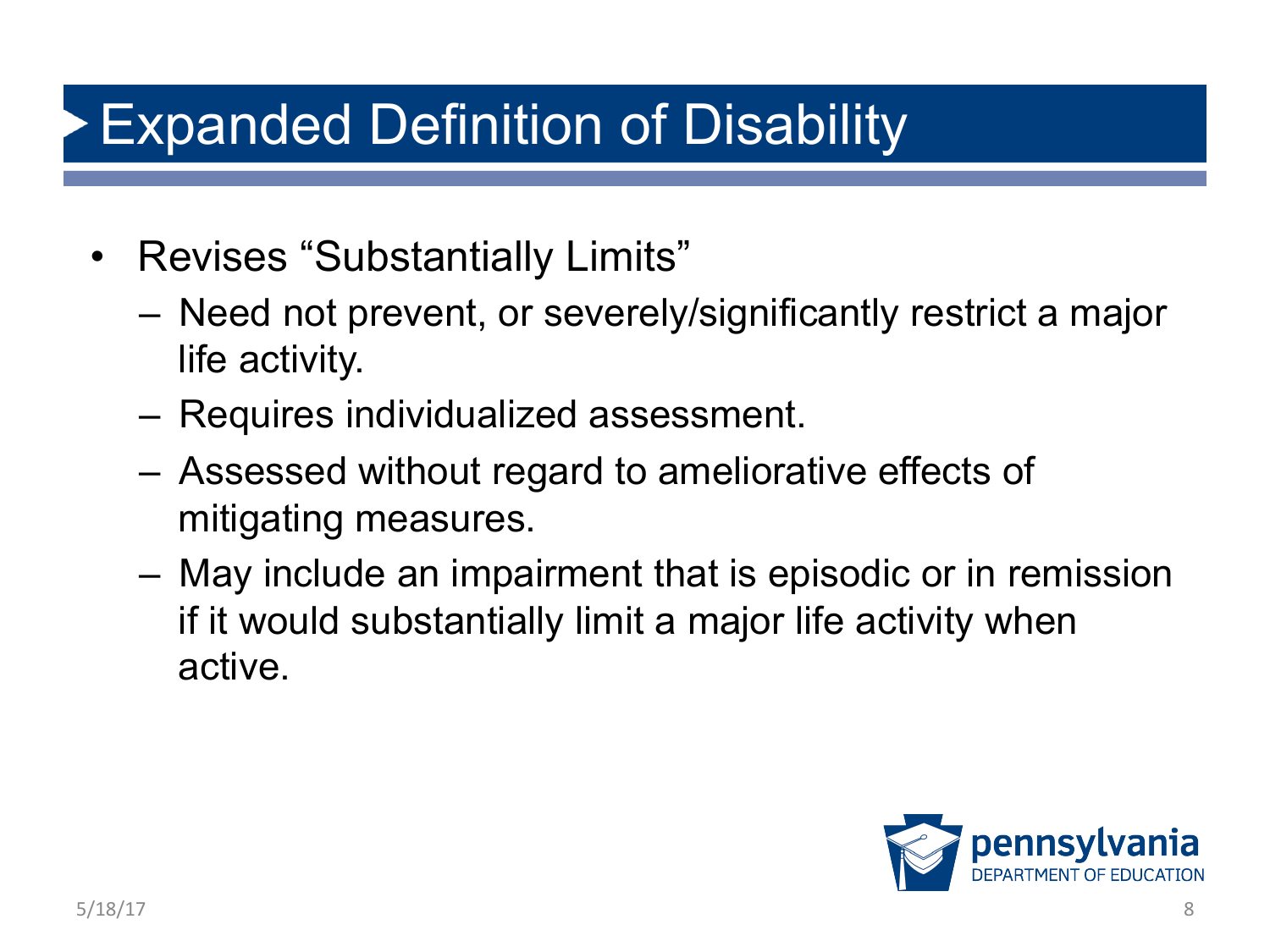# Expanded Definition of Disability

- Revises "Substantially Limits"
  - Need not prevent, or severely/significantly restrict a major life activity.
  - Requires individualized assessment.
  - Assessed without regard to ameliorative effects of mitigating measures.
  - May include an impairment that is episodic or in remission if it would substantially limit a major life activity when active.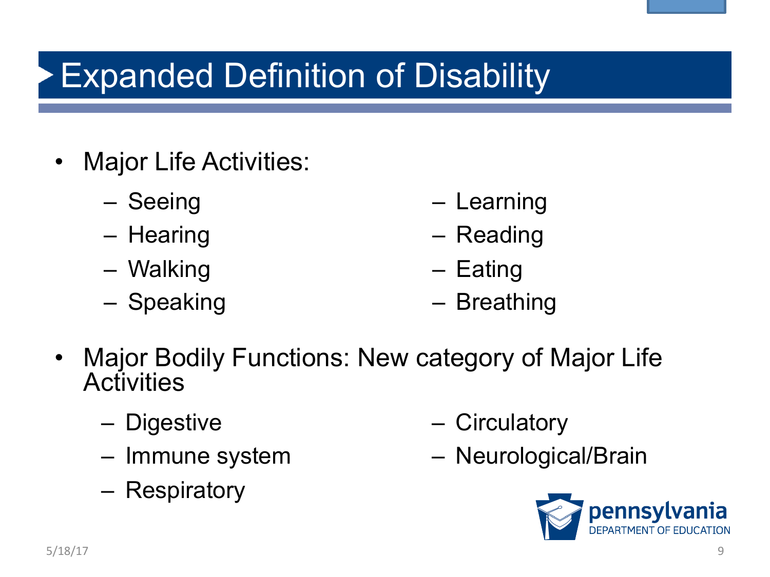# Expanded Definition of Disability

- Major Life Activities:
  - Seeing
  - Hearing
  - Walking
  - Speaking
  - Learning
  - Reading
  - Eating
  - Breathing
- Major Bodily Functions: New category of Major Life Activities
  - Digestive
  - Immune system
  - Respiratory
  - Circulatory
  - Neurological/Brain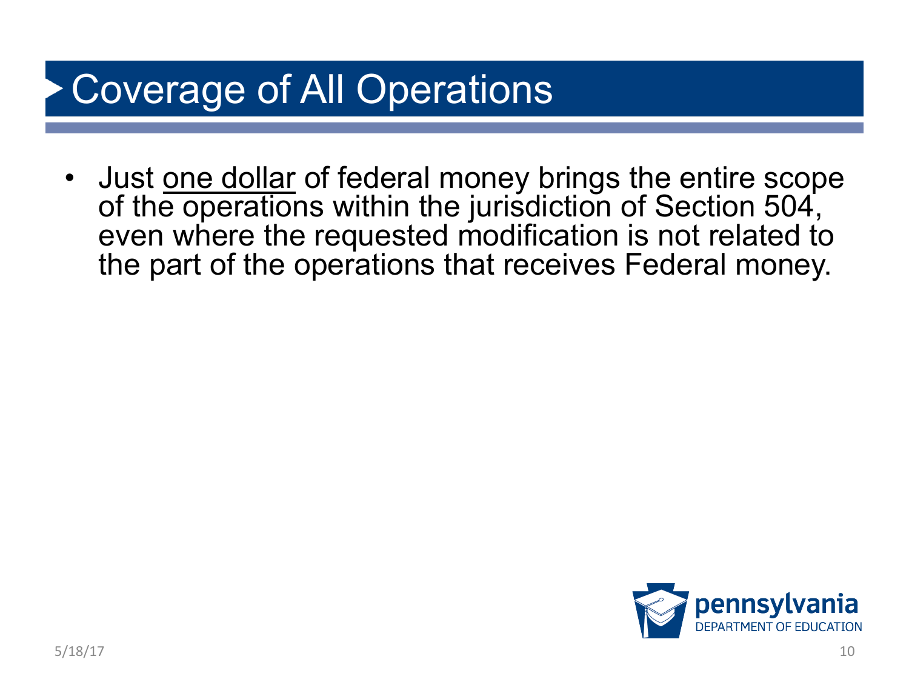# Coverage of All Operations

- Just <u>one dollar</u> of federal money brings the entire scope of the operations within the jurisdiction of Section 504, even where the requested modification is not related to the part of the operations that receives Federal money.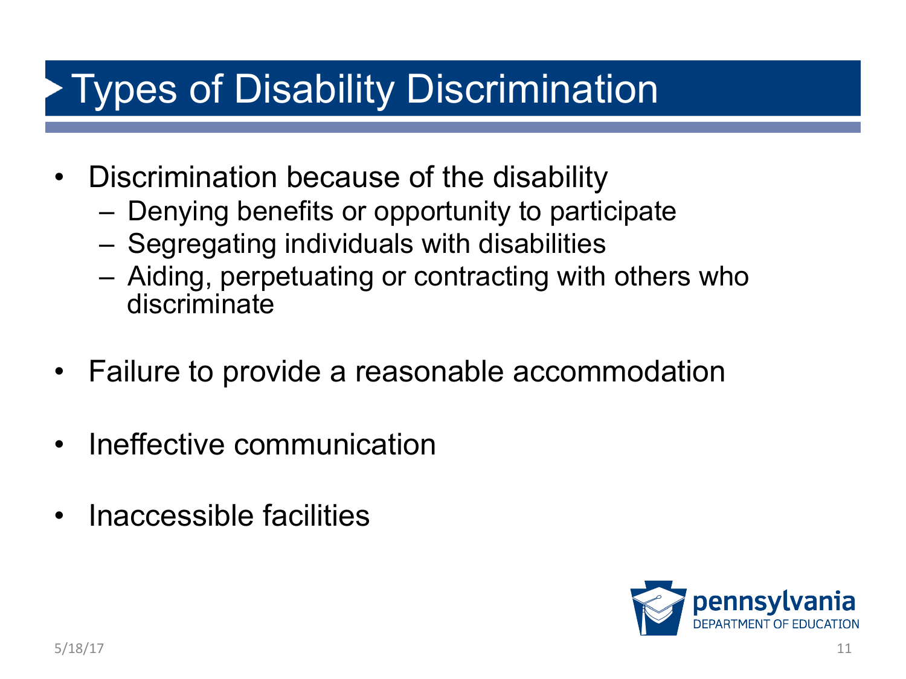# Types of Disability Discrimination

- Discrimination because of the disability
  - Denying benefits or opportunity to participate
  - Segregating individuals with disabilities
  - Aiding, perpetuating or contracting with others who discriminate
- Failure to provide a reasonable accommodation
- Ineffective communication
- Inaccessible facilities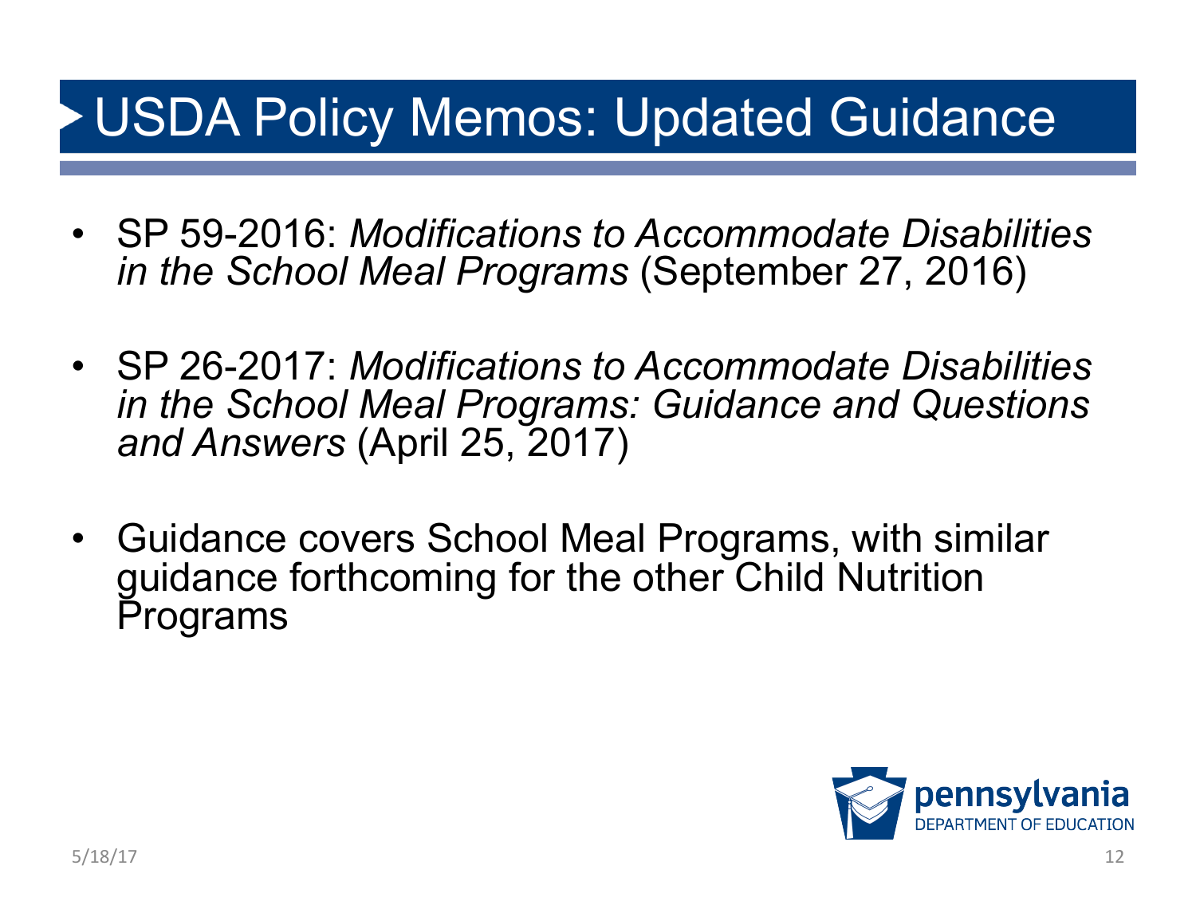# USDA Policy Memos: Updated Guidance

- SP 59-2016: *Modifications to Accommodate Disabilities in the School Meal Programs* (September 27, 2016)
- SP 26-2017: *Modifications to Accommodate Disabilities in the School Meal Programs: Guidance and Questions and Answers* (April 25, 2017)
- Guidance covers School Meal Programs, with similar guidance forthcoming for the other Child Nutrition Programs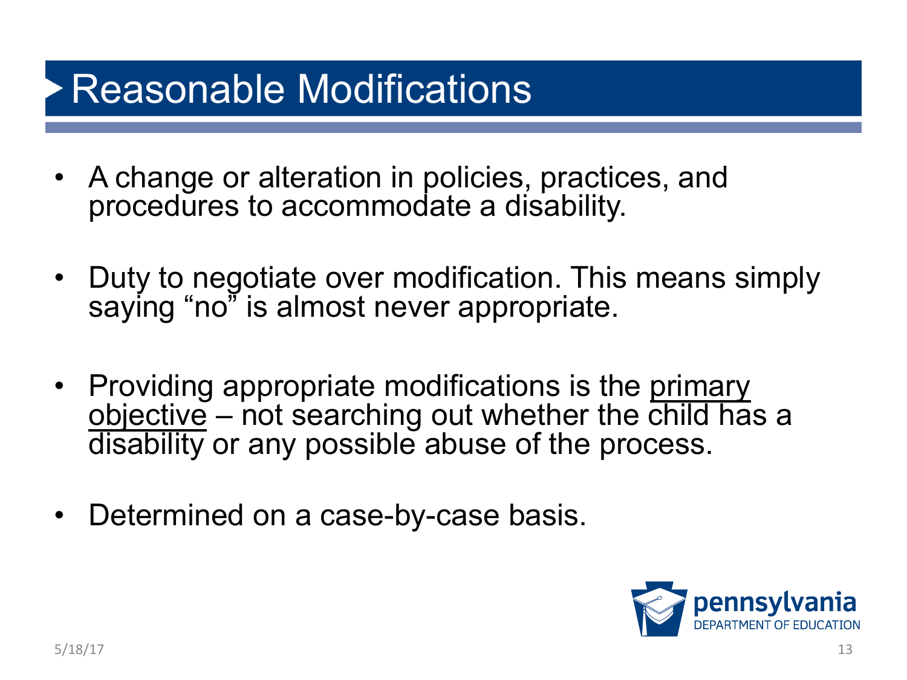# Reasonable Modifications

- A change or alteration in policies, practices, and procedures to accommodate a disability.
- Duty to negotiate over modification. This means simply saying "no" is almost never appropriate.
- Providing appropriate modifications is the <u>primary objective</u> – not searching out whether the child has a disability or any possible abuse of the process.
- Determined on a case-by-case basis.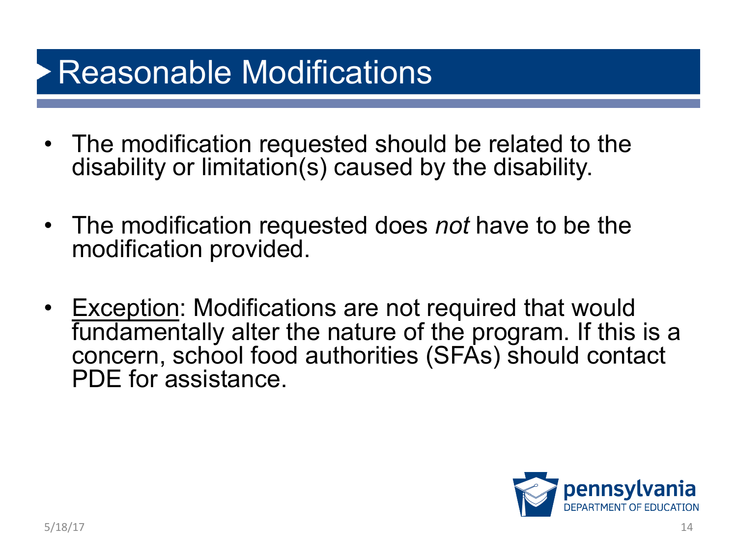# Reasonable Modifications

- The modification requested should be related to the disability or limitation(s) caused by the disability.

- The modification requested does *not* have to be the modification provided.

- Exception: Modifications are not required that would fundamentally alter the nature of the program. If this is a concern, school food authorities (SFAs) should contact PDE for assistance.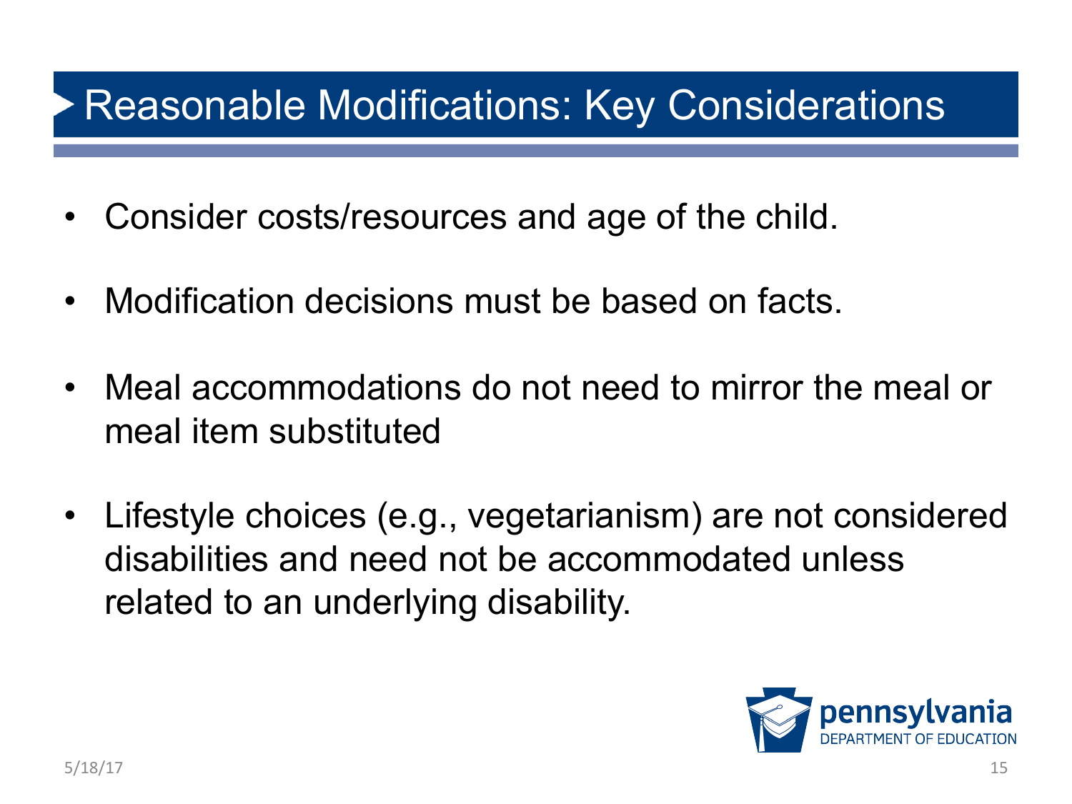# Reasonable Modifications: Key Considerations

- Consider costs/resources and age of the child.
- Modification decisions must be based on facts.
- Meal accommodations do not need to mirror the meal or meal item substituted
- Lifestyle choices (e.g., vegetarianism) are not considered disabilities and need not be accommodated unless related to an underlying disability.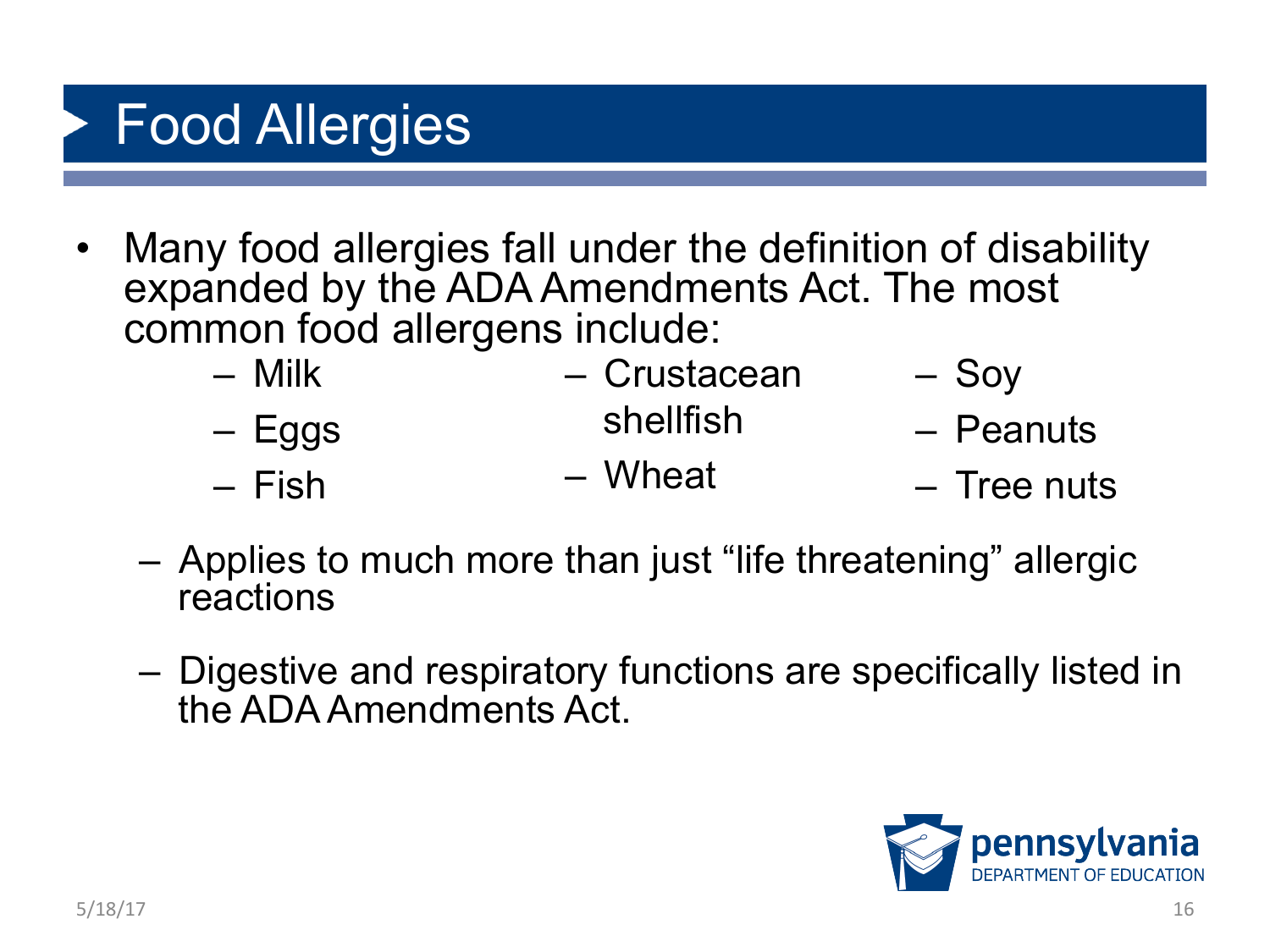# Food Allergies

- Many food allergies fall under the definition of disability expanded by the ADA Amendments Act. The most common food allergens include:
  - Milk
  - Eggs
  - Fish
  - Crustacean shellfish
  - Wheat
  - Soy
  - Peanuts
  - Tree nuts
  - Applies to much more than just "life threatening" allergic reactions
  - Digestive and respiratory functions are specifically listed in the ADA Amendments Act.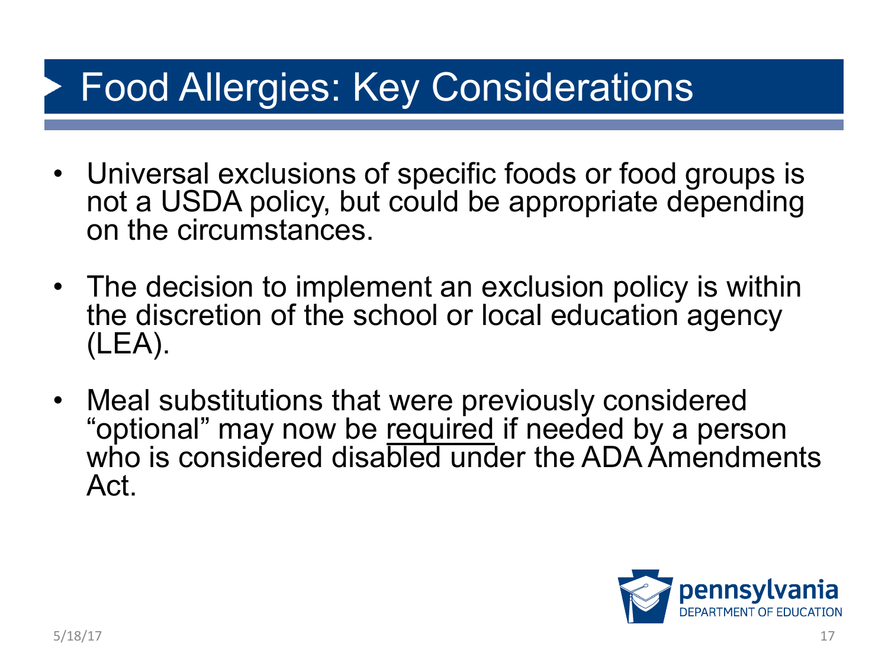# Food Allergies: Key Considerations

- Universal exclusions of specific foods or food groups is not a USDA policy, but could be appropriate depending on the circumstances.
- The decision to implement an exclusion policy is within the discretion of the school or local education agency (LEA).
- Meal substitutions that were previously considered "optional" may now be <u>required</u> if needed by a person who is considered disabled under the ADA Amendments Act.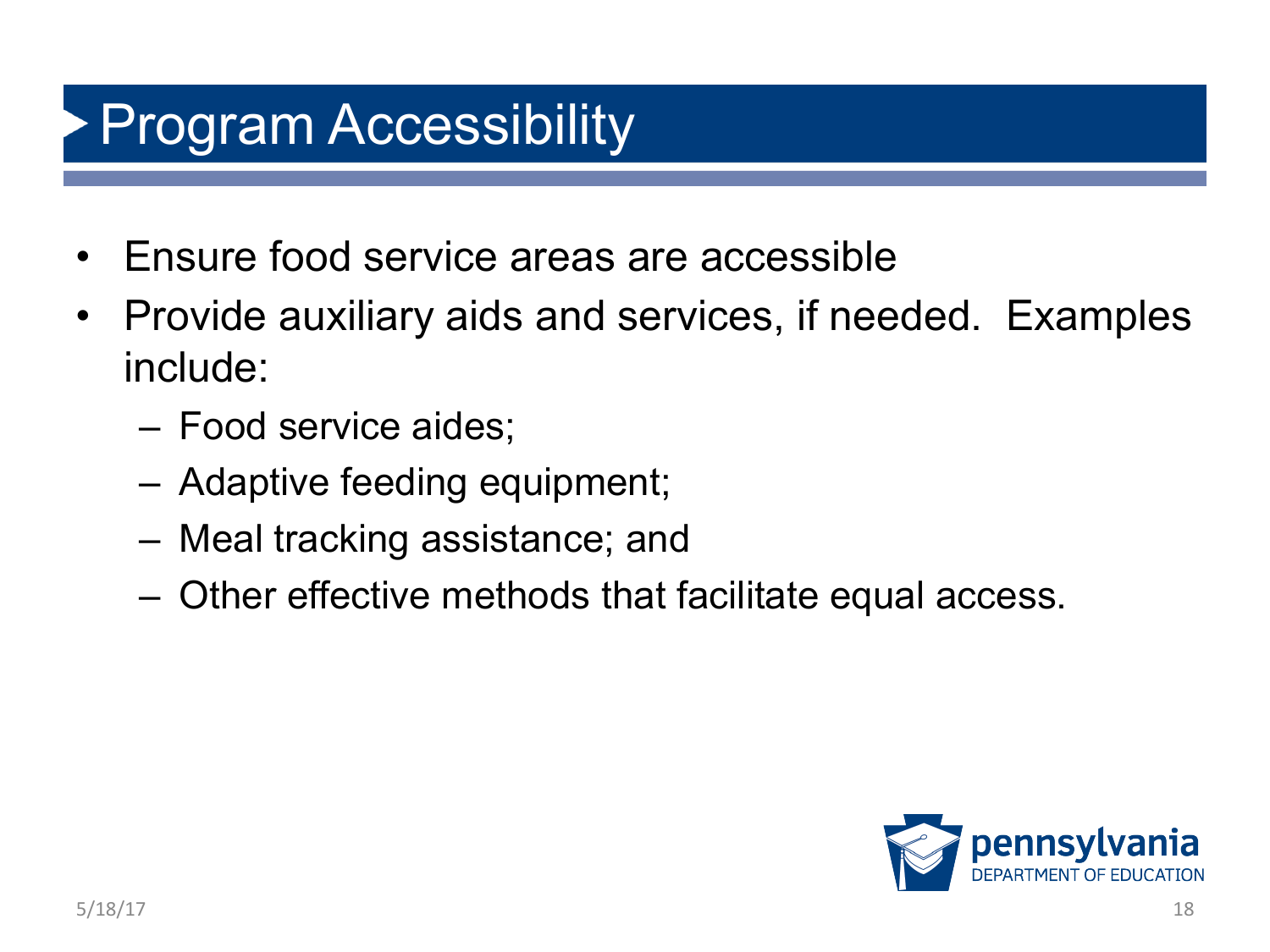# Program Accessibility

- Ensure food service areas are accessible
- Provide auxiliary aids and services, if needed. Examples include:
  - Food service aides;
  - Adaptive feeding equipment;
  - Meal tracking assistance; and
  - Other effective methods that facilitate equal access.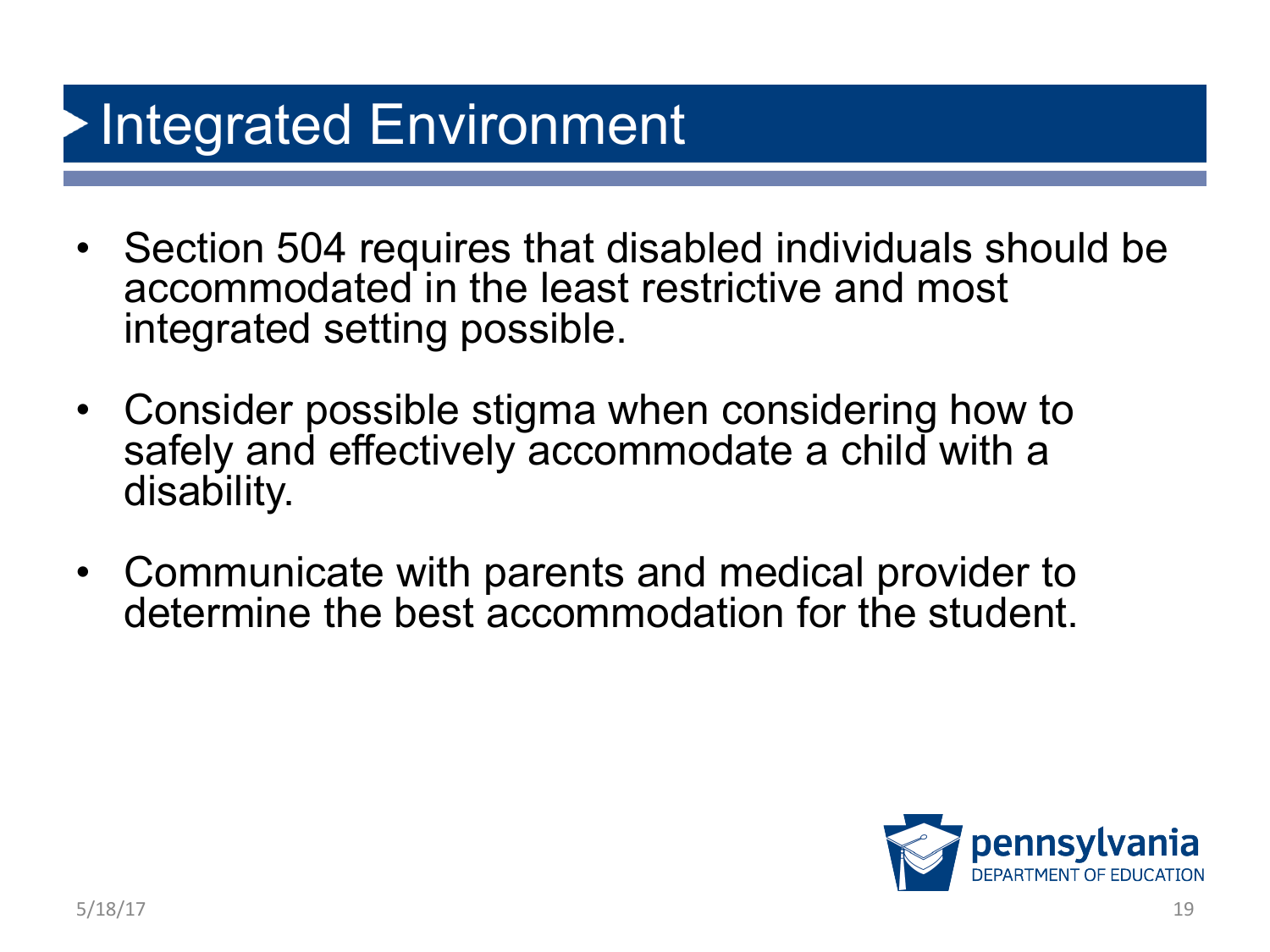# Integrated Environment

- Section 504 requires that disabled individuals should be accommodated in the least restrictive and most integrated setting possible.
- Consider possible stigma when considering how to safely and effectively accommodate a child with a disability.
- Communicate with parents and medical provider to determine the best accommodation for the student.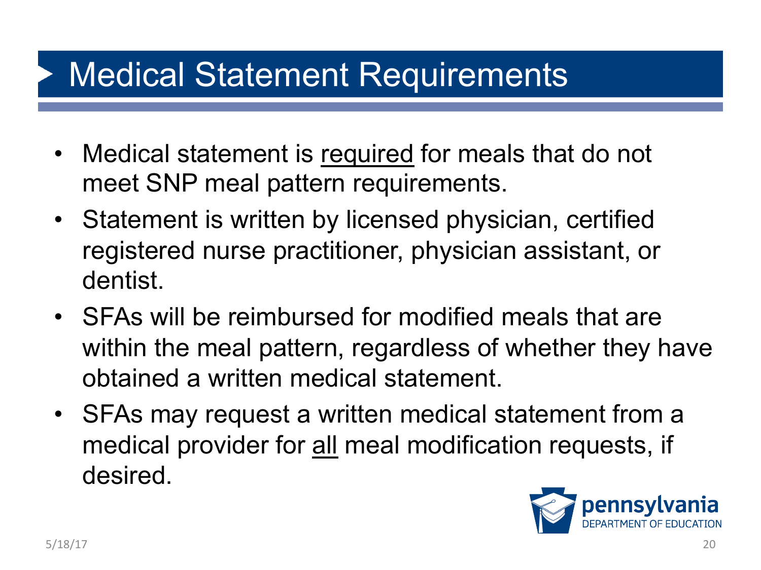# Medical Statement Requirements

- Medical statement is <u>required</u> for meals that do not meet SNP meal pattern requirements.
- Statement is written by licensed physician, certified registered nurse practitioner, physician assistant, or dentist.
- SFAs will be reimbursed for modified meals that are within the meal pattern, regardless of whether they have obtained a written medical statement.
- SFAs may request a written medical statement from a medical provider for <u>all</u> meal modification requests, if desired.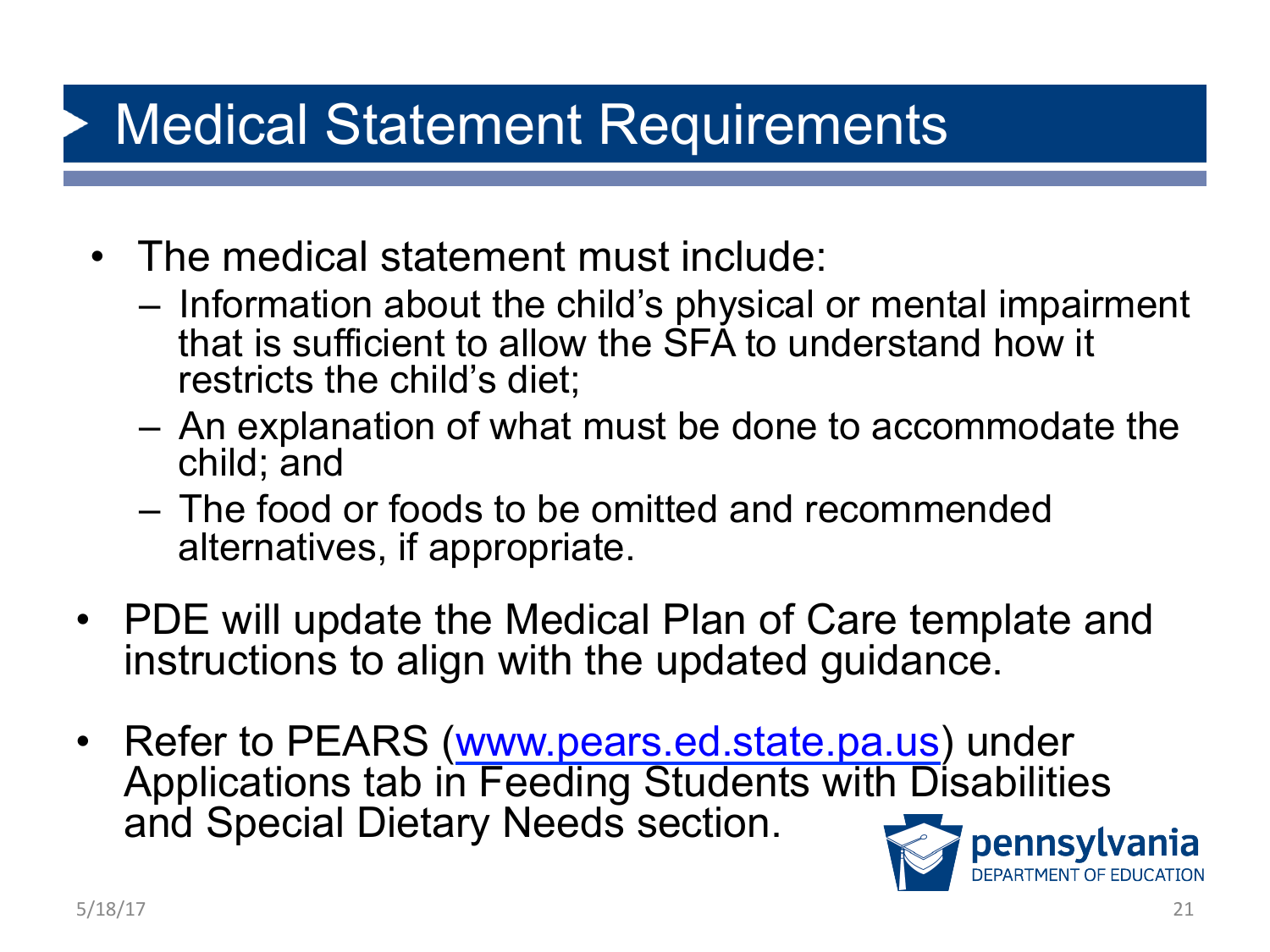# Medical Statement Requirements

- The medical statement must include:
  - Information about the child's physical or mental impairment that is sufficient to allow the SFA to understand how it restricts the child's diet;
  - An explanation of what must be done to accommodate the child; and
  - The food or foods to be omitted and recommended alternatives, if appropriate.
- PDE will update the Medical Plan of Care template and instructions to align with the updated guidance.
- Refer to PEARS (www.pears.ed.state.pa.us) under Applications tab in Feeding Students with Disabilities and Special Dietary Needs section.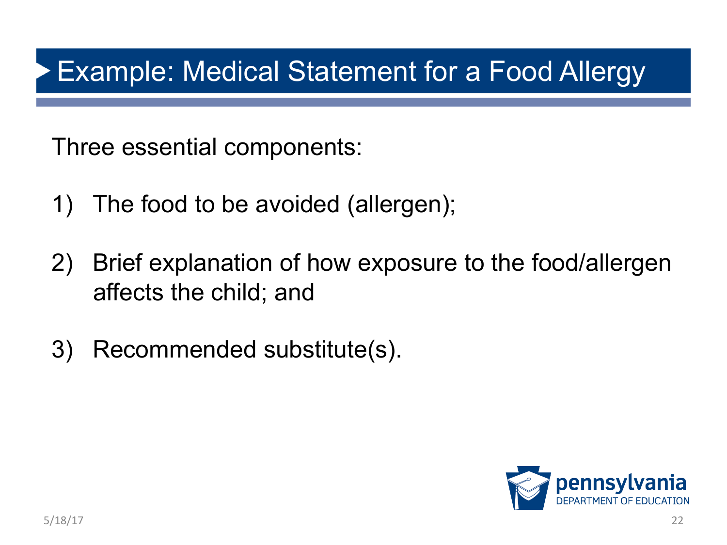# Example: Medical Statement for a Food Allergy

Three essential components:

1) The food to be avoided (allergen);

2) Brief explanation of how exposure to the food/allergen affects the child; and

3) Recommended substitute(s).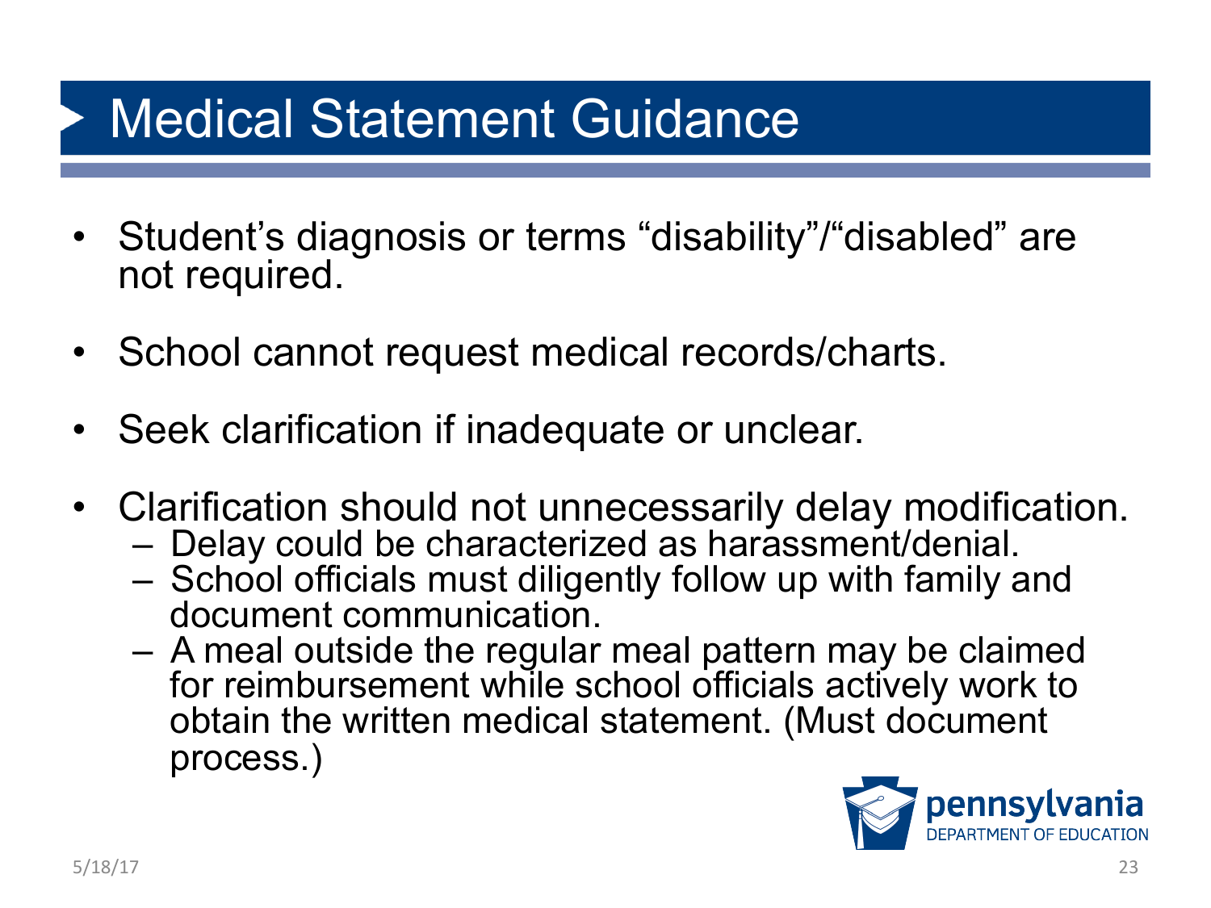# Medical Statement Guidance

- Student's diagnosis or terms "disability"/"disabled" are not required.
- School cannot request medical records/charts.
- Seek clarification if inadequate or unclear.
- Clarification should not unnecessarily delay modification.
  - Delay could be characterized as harassment/denial.
  - School officials must diligently follow up with family and document communication.
  - A meal outside the regular meal pattern may be claimed for reimbursement while school officials actively work to obtain the written medical statement. (Must document process.)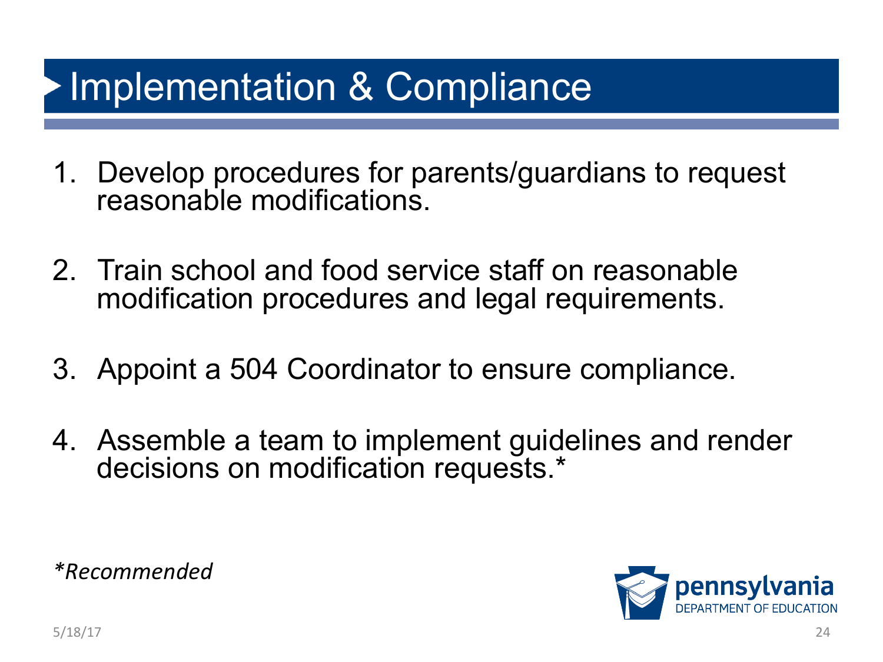# Implementation & Compliance

1. Develop procedures for parents/guardians to request reasonable modifications.

2. Train school and food service staff on reasonable modification procedures and legal requirements.

3. Appoint a 504 Coordinator to ensure compliance.

4. Assemble a team to implement guidelines and render decisions on modification requests.*

*\*Recommended*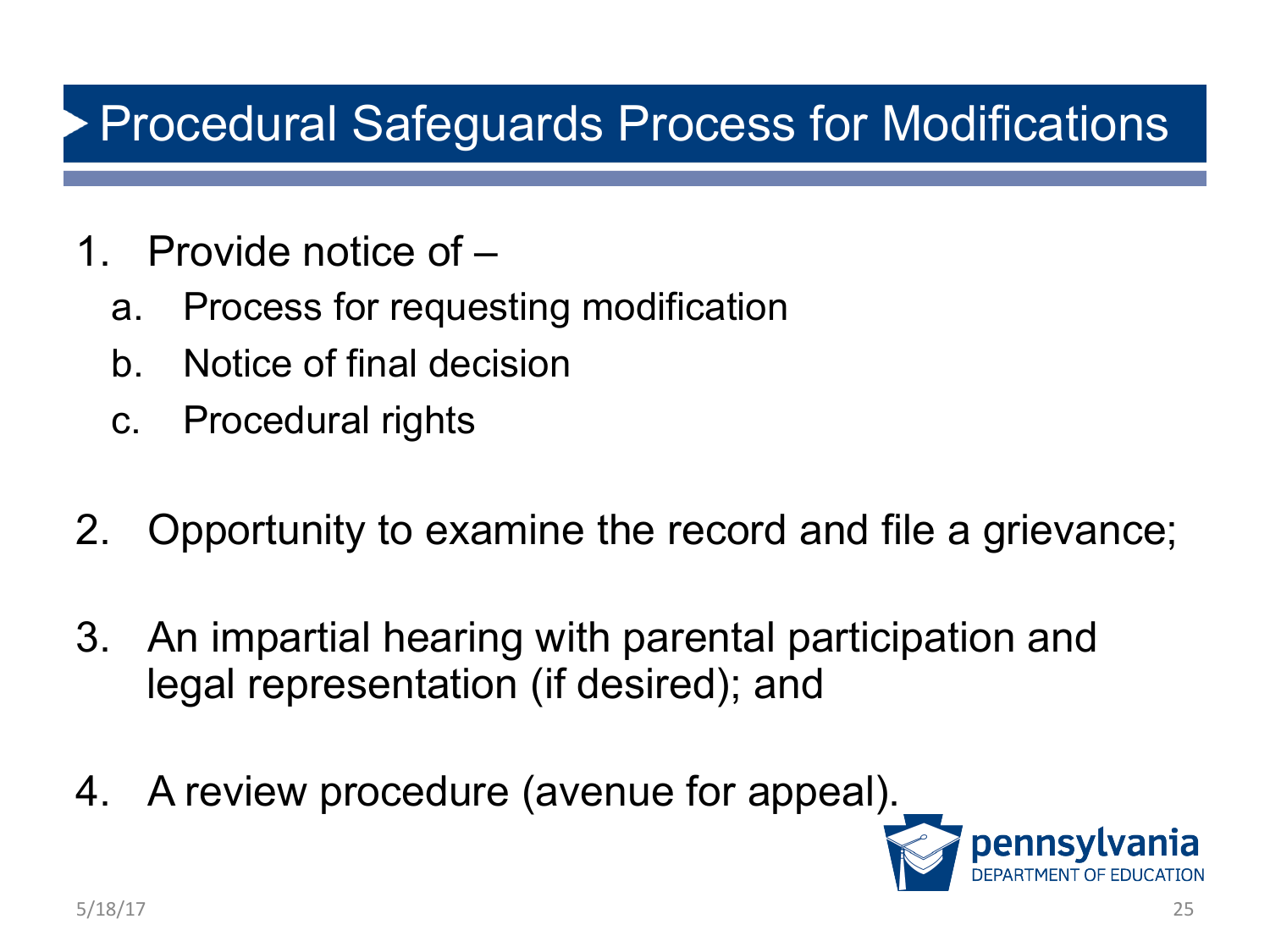# Procedural Safeguards Process for Modifications

1. Provide notice of –
   a. Process for requesting modification
   b. Notice of final decision
   c. Procedural rights

2. Opportunity to examine the record and file a grievance;

3. An impartial hearing with parental participation and legal representation (if desired); and

4. A review procedure (avenue for appeal).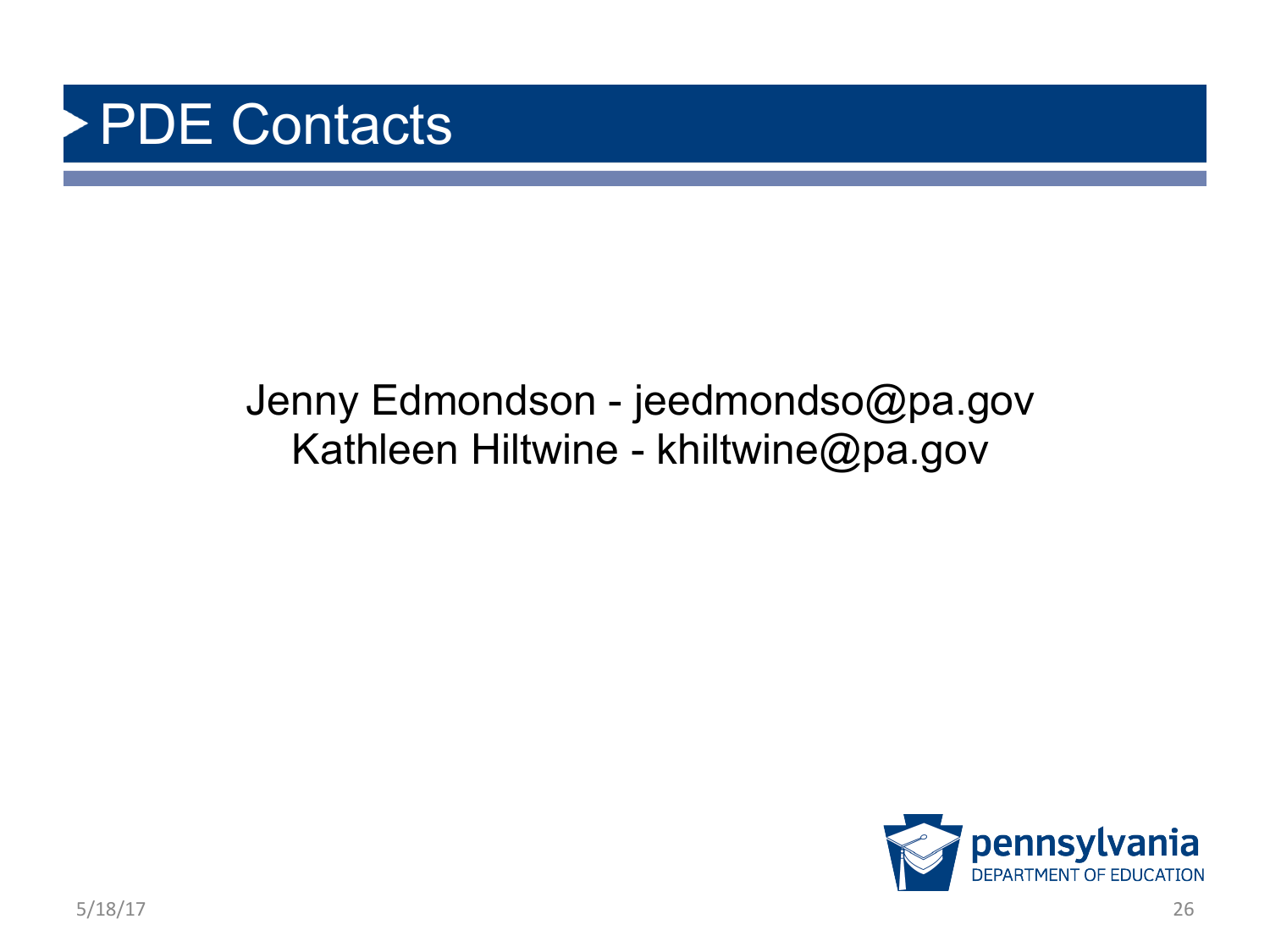# PDE Contacts

Jenny Edmondson - jeedmondso@pa.gov
Kathleen Hiltwine - khiltwine@pa.gov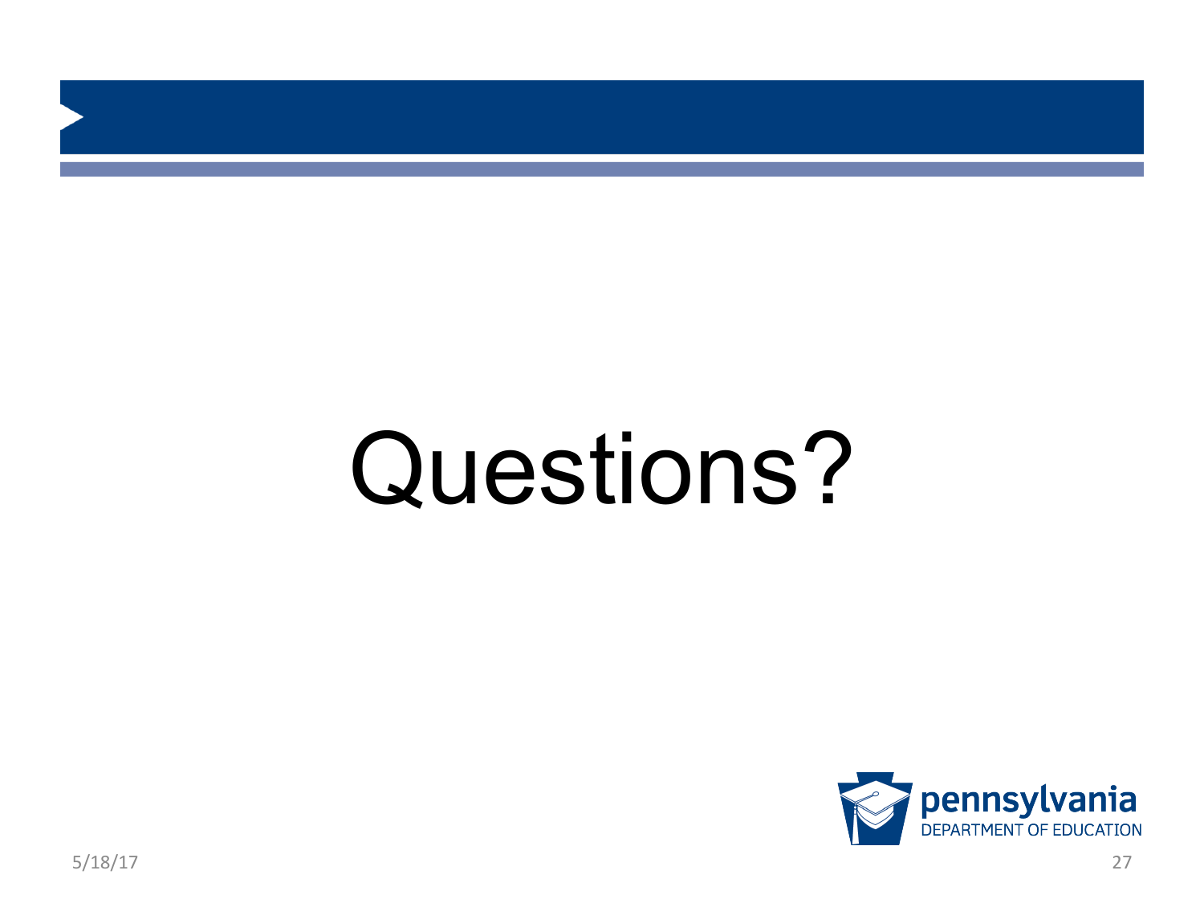# Questions?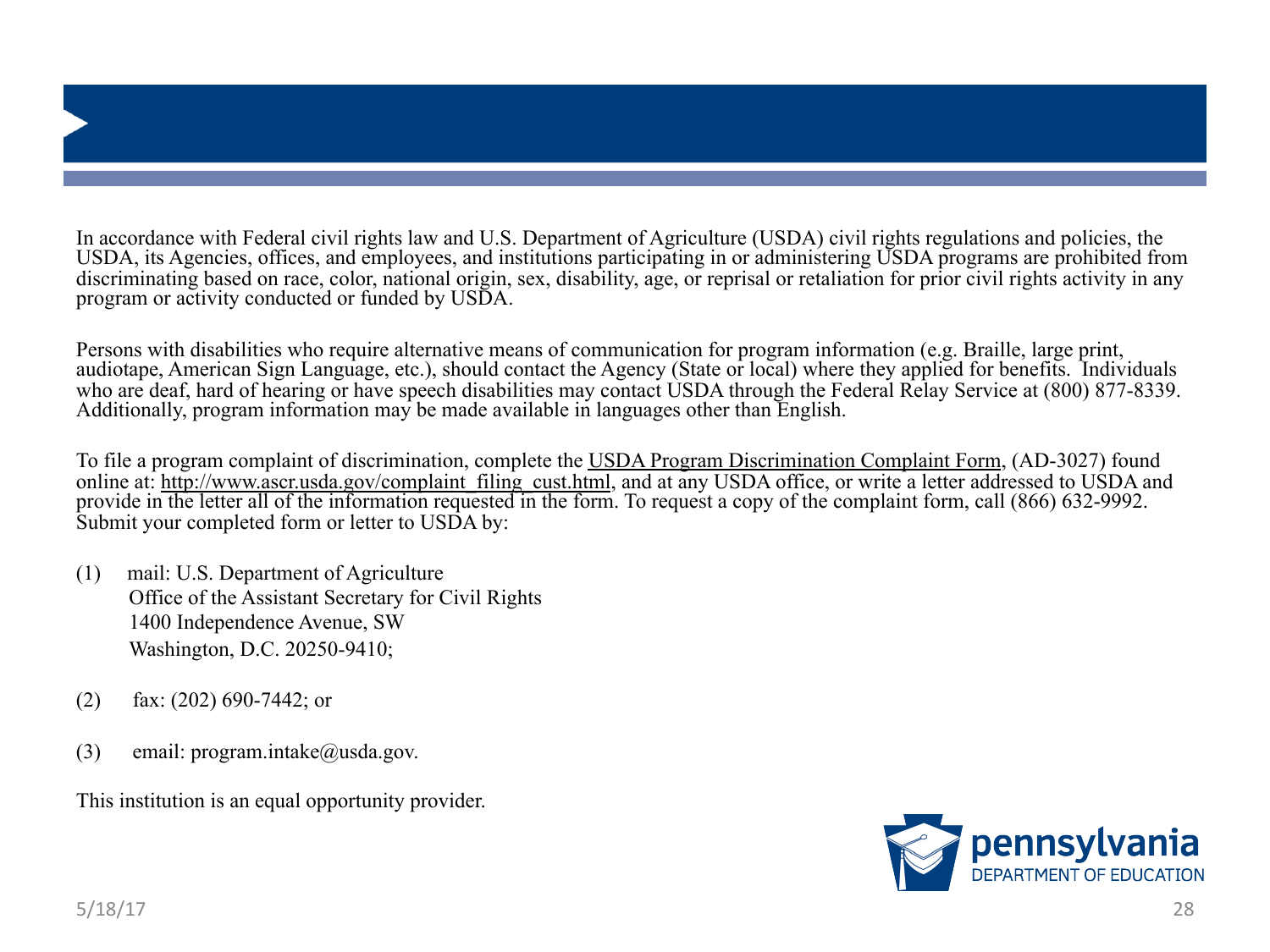In accordance with Federal civil rights law and U.S. Department of Agriculture (USDA) civil rights regulations and policies, the USDA, its Agencies, offices, and employees, and institutions participating in or administering USDA programs are prohibited from discriminating based on race, color, national origin, sex, disability, age, or reprisal or retaliation for prior civil rights activity in any program or activity conducted or funded by USDA.

Persons with disabilities who require alternative means of communication for program information (e.g. Braille, large print, audiotape, American Sign Language, etc.), should contact the Agency (State or local) where they applied for benefits. Individuals who are deaf, hard of hearing or have speech disabilities may contact USDA through the Federal Relay Service at (800) 877-8339. Additionally, program information may be made available in languages other than English.

To file a program complaint of discrimination, complete the USDA Program Discrimination Complaint Form, (AD-3027) found online at: http://www.ascr.usda.gov/complaint_filing_cust.html, and at any USDA office, or write a letter addressed to USDA and provide in the letter all of the information requested in the form. To request a copy of the complaint form, call (866) 632-9992. Submit your completed form or letter to USDA by:

(1) mail: U.S. Department of Agriculture
Office of the Assistant Secretary for Civil Rights
1400 Independence Avenue, SW
Washington, D.C. 20250-9410;

(2) fax: (202) 690-7442; or

(3) email: program.intake@usda.gov.

This institution is an equal opportunity provider.

pennsylvania
DEPARTMENT OF EDUCATION

5/18/17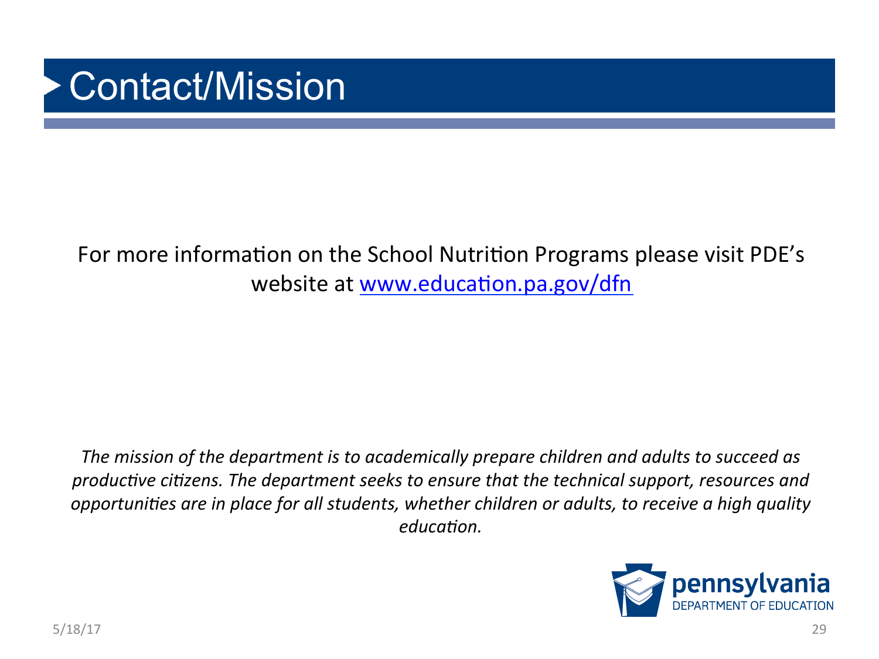# Contact/Mission

For more information on the School Nutrition Programs please visit PDE's website at [www.education.pa.gov/dfn](http://www.education.pa.gov/dfn)

*The mission of the department is to academically prepare children and adults to succeed as productive citizens. The department seeks to ensure that the technical support, resources and opportunities are in place for all students, whether children or adults, to receive a high quality education.*

pennsylvania
DEPARTMENT OF EDUCATION